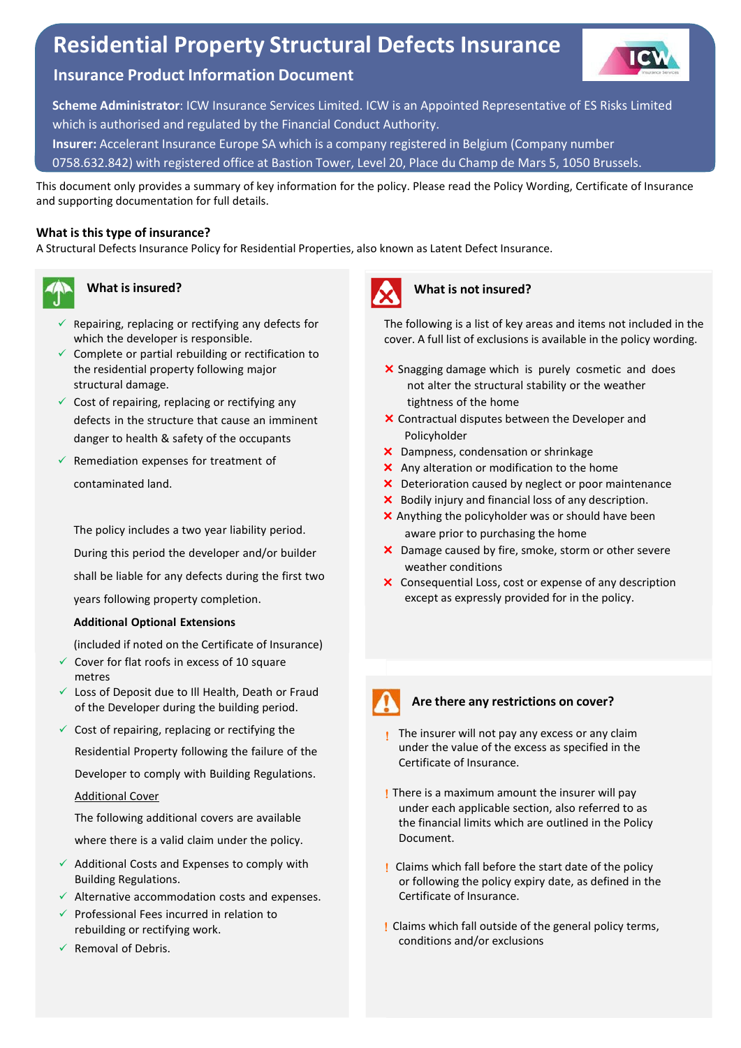# Residential Property Structural Defects Insurance

## Insurance Product Information Document

**Scheme Administrator**: ICW Insurance Services Limited. ICW is an Appointed Representative of ES Risks Limited which is authorised and regulated by the Financial Conduct Authority.

**Insurer:** Accelerant Insurance Europe SA which is a company registered in Belgium (Company number 0758.632.842) with registered office at Bastion Tower, Level 20, Place du Champ de Mars 5, 1050 Brussels.

This document only provides a summary of key information for the policy. Please read the Policy Wording, Certificate of Insurance and supporting documentation for full details.

**What is this type of insurance?**

A Structural Defects Insurance Policy for Residential Properties, also known as Latent Defect Insurance.

### What is insured?

- ✓ Repairing, replacing or rectifying any defects for which the developer is responsible.
- ✓ Complete or partial rebuilding or rectification to the residential property following major structural damage.
- ✓ Cost of repairing, replacing or rectifying any defects in the structure that cause an imminent danger to health & safety of the occupants
- ✓ Remediation expenses for treatment of contaminated land.

The policy includes a two year liability period. During this period the developer and/or builder shall be liable for any defects during the first two years following property completion.

**Additional Optional Extensions**

(included if noted on the Certificate of Insurance)

- ✓ Cover for flat roofs in excess of 10 square metres
- ✓ Loss of Deposit due to Ill Health, Death or Fraud of the Developer during the building period.
- ✓ Cost of repairing, replacing or rectifying the Residential Property following the failure of the Developer to comply with Building Regulations.

Additional Cover

The following additional covers are available where there is a valid claim under the policy.

- ✓ Additional Costs and Expenses to comply with Building Regulations.
- ✓ Alternative accommodation costs and expenses.
- ✓ Professional Fees incurred in relation to rebuilding or rectifying work.
- ✓ Removal of Debris.

### What is not insured?

The following is a list of key areas and items not included in the cover. A full list of exclusions is available in the policy wording.

- ✗ Snagging damage which is purely cosmetic and does not alter the structural stability or the weather tightness of the home
- ✗ Contractual disputes between the Developer and Policyholder
- ✗ Dampness, condensation or shrinkage
- ✗ Any alteration or modification to the home
- ✗ Deterioration caused by neglect or poor maintenance
- ✗ Bodily injury and financial loss of any description.
- ✗ Anything the policyholder was or should have been aware prior to purchasing the home
- ✗ Damage caused by fire, smoke, storm or other severe weather conditions
- ✗ Consequential Loss, cost or expense of any description except as expressly provided for in the policy.

### Are there any restrictions on cover?

- ! The insurer will not pay any excess or any claim under the value of the excess as specified in the Certificate of Insurance.
- ! There is a maximum amount the insurer will pay under each applicable section, also referred to as the financial limits which are outlined in the Policy Document.
- ! Claims which fall before the start date of the policy or following the policy expiry date, as defined in the Certificate of Insurance.
- ! Claims which fall outside of the general policy terms, conditions and/or exclusions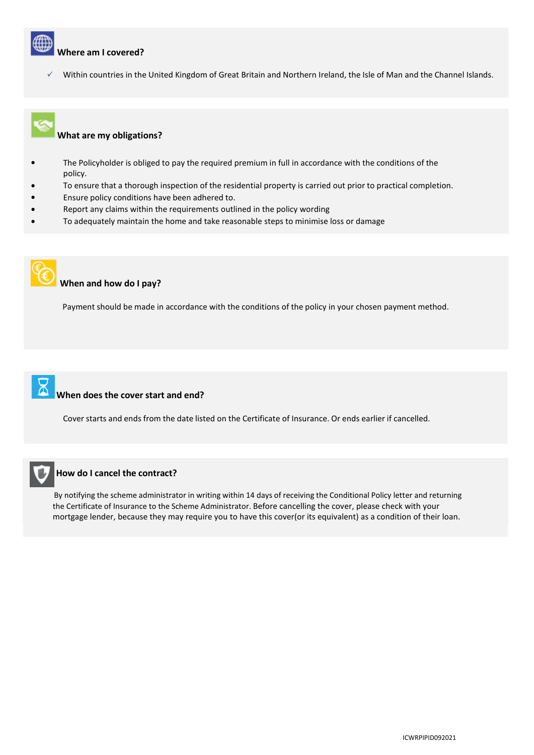## Where am I covered?

- ✓ Within countries in the United Kingdom of Great Britain and Northern Ireland, the Isle of Man and the Channel Islands.

## What are my obligations?

- The Policyholder is obliged to pay the required premium in full in accordance with the conditions of the policy.
- To ensure that a thorough inspection of the residential property is carried out prior to practical completion.
- Ensure policy conditions have been adhered to.
- Report any claims within the requirements outlined in the policy wording
- To adequately maintain the home and take reasonable steps to minimise loss or damage

## When and how do I pay?

Payment should be made in accordance with the conditions of the policy in your chosen payment method.

## When does the cover start and end?

Cover starts and ends from the date listed on the Certificate of Insurance. Or ends earlier if cancelled.

## How do I cancel the contract?

By notifying the scheme administrator in writing within 14 days of receiving the Conditional Policy letter and returning the Certificate of Insurance to the Scheme Administrator. Before cancelling the cover, please check with your mortgage lender, because they may require you to have this cover(or its equivalent) as a condition of their loan.

ICWRPIPID092021